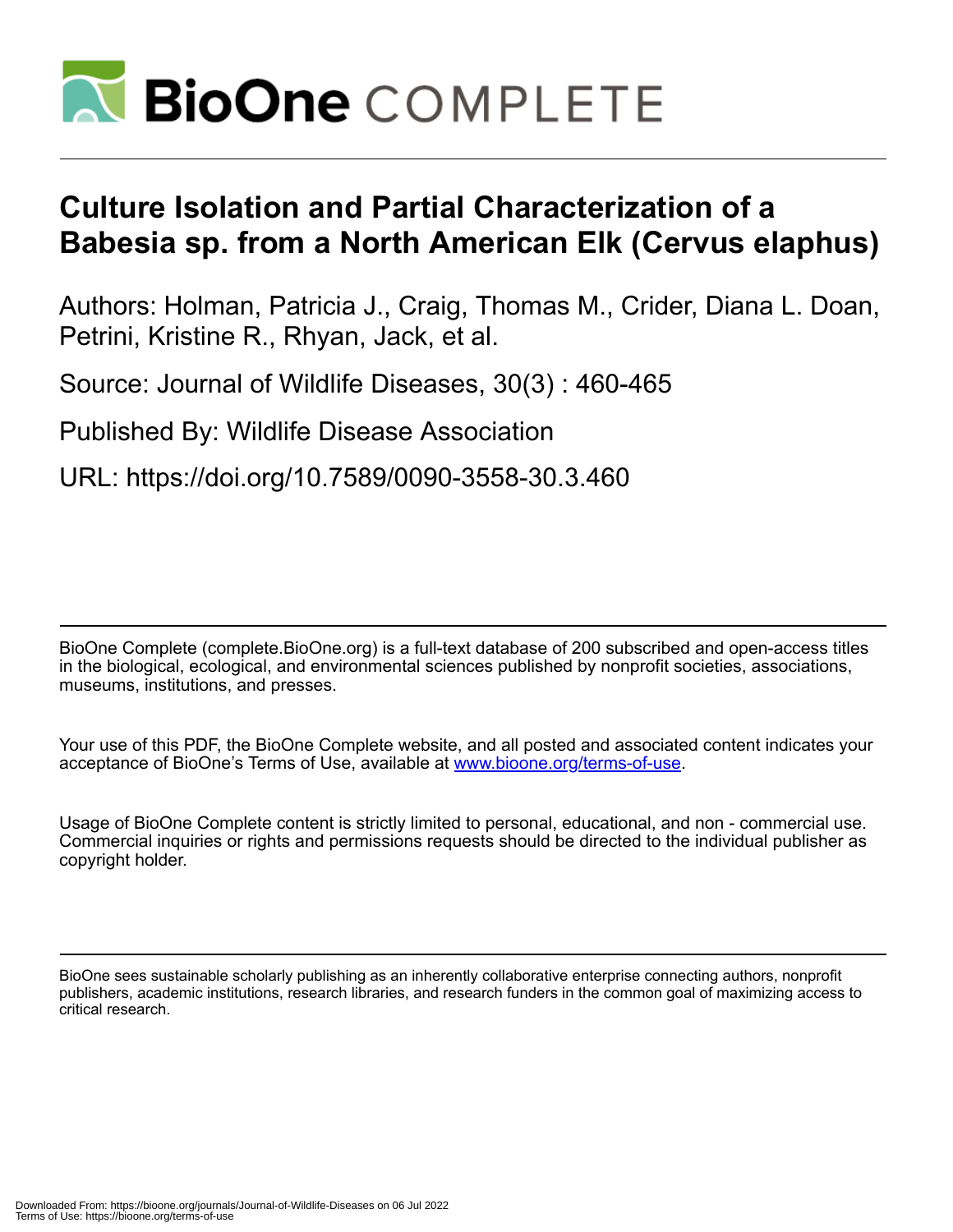# Culture Isolation and Partial Characterization of a Babesia sp. from a North American Elk (Cervus elaphus)

Authors: Holman, Patricia J., Craig, Thomas M., Crider, Diana L. Doan, Petrini, Kristine R., Rhyan, Jack, et al.

Source: Journal of Wildlife Diseases, 30(3) : 460-465

Published By: Wildlife Disease Association

URL: https://doi.org/10.7589/0090-3558-30.3.460

BioOne Complete (complete.BioOne.org) is a full-text database of 200 subscribed and open-access titles in the biological, ecological, and environmental sciences published by nonprofit societies, associations, museums, institutions, and presses.

Your use of this PDF, the BioOne Complete website, and all posted and associated content indicates your acceptance of BioOne's Terms of Use, available at www.bioone.org/terms-of-use.

Usage of BioOne Complete content is strictly limited to personal, educational, and non - commercial use. Commercial inquiries or rights and permissions requests should be directed to the individual publisher as copyright holder.

BioOne sees sustainable scholarly publishing as an inherently collaborative enterprise connecting authors, nonprofit publishers, academic institutions, research libraries, and research funders in the common goal of maximizing access to critical research.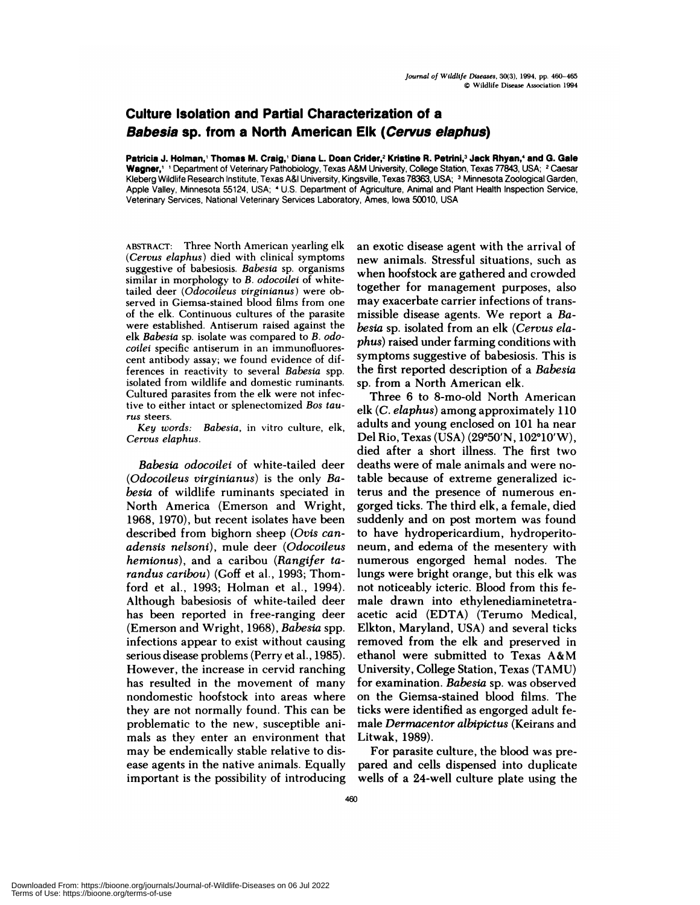# Culture Isolation and Partial Characterization of a *Babesia* sp. from a North American Elk (*Cervus elaphus*)

**Patricia J. Holman,[1] Thomas M. Craig,[1] Diana L. Doan Crider,[2] Kristine R. Petrini,[3] Jack Rhyan,[4] and G. Gale Wagner,[1]** [1] Department of Veterinary Pathobiology, Texas A&M University, College Station, Texas 77843, USA; [2] Caesar Kleberg Wildlife Research Institute, Texas A&I University, Kingsville, Texas 78363, USA; [3] Minnesota Zoological Garden, Apple Valley, Minnesota 55124, USA; [4] U.S. Department of Agriculture, Animal and Plant Health Inspection Service, Veterinary Services, National Veterinary Services Laboratory, Ames, Iowa 50010, USA

ABSTRACT: Three North American yearling elk (*Cervus elaphus*) died with clinical symptoms suggestive of babesiosis. *Babesia* sp. organisms similar in morphology to *B. odocoilei* of white-tailed deer (*Odocoileus virginianus*) were observed in Giemsa-stained blood films from one of the elk. Continuous cultures of the parasite were established. Antiserum raised against the elk *Babesia* sp. isolate was compared to *B. odocoilei* specific antiserum in an immunofluorescent antibody assay; we found evidence of differences in reactivity to several *Babesia* spp. isolated from wildlife and domestic ruminants. Cultured parasites from the elk were not infective to either intact or splenectomized *Bos taurus* steers.

*Key words:* *Babesia*, in vitro culture, elk, *Cervus elaphus*.

*Babesia odocoilei* of white-tailed deer (*Odocoileus virginianus*) is the only *Babesia* of wildlife ruminants speciated in North America (Emerson and Wright, 1968, 1970), but recent isolates have been described from bighorn sheep (*Ovis canadensis nelsoni*), mule deer (*Odocoileus hemionus*), and a caribou (*Rangifer tarandus caribou*) (Goff et al., 1993; Thomford et al., 1993; Holman et al., 1994). Although babesiosis of white-tailed deer has been reported in free-ranging deer (Emerson and Wright, 1968), *Babesia* spp. infections appear to exist without causing serious disease problems (Perry et al., 1985). However, the increase in cervid ranching has resulted in the movement of many nondomestic hoofstock into areas where they are not normally found. This can be problematic to the new, susceptible animals as they enter an environment that may be endemically stable relative to disease agents in the native animals. Equally important is the possibility of introducing an exotic disease agent with the arrival of new animals. Stressful situations, such as when hoofstock are gathered and crowded together for management purposes, also may exacerbate carrier infections of transmissible disease agents. We report a *Babesia* sp. isolated from an elk (*Cervus elaphus*) raised under farming conditions with symptoms suggestive of babesiosis. This is the first reported description of a *Babesia* sp. from a North American elk.

Three 6 to 8-mo-old North American elk (*C. elaphus*) among approximately 110 adults and young enclosed on 101 ha near Del Rio, Texas (USA) (29°50′N, 102°10′W), died after a short illness. The first two deaths were of male animals and were notable because of extreme generalized icterus and the presence of numerous engorged ticks. The third elk, a female, died suddenly and on post mortem was found to have hydropericardium, hydroperitoneum, and edema of the mesentery with numerous engorged hemal nodes. The lungs were bright orange, but this elk was not noticeably icteric. Blood from this female drawn into ethylenediaminetetraacetic acid (EDTA) (Terumo Medical, Elkton, Maryland, USA) and several ticks removed from the elk and preserved in ethanol were submitted to Texas A&M University, College Station, Texas (TAMU) for examination. *Babesia* sp. was observed on the Giemsa-stained blood films. The ticks were identified as engorged adult female *Dermacentor albipictus* (Keirans and Litwak, 1989).

For parasite culture, the blood was prepared and cells dispensed into duplicate wells of a 24-well culture plate using the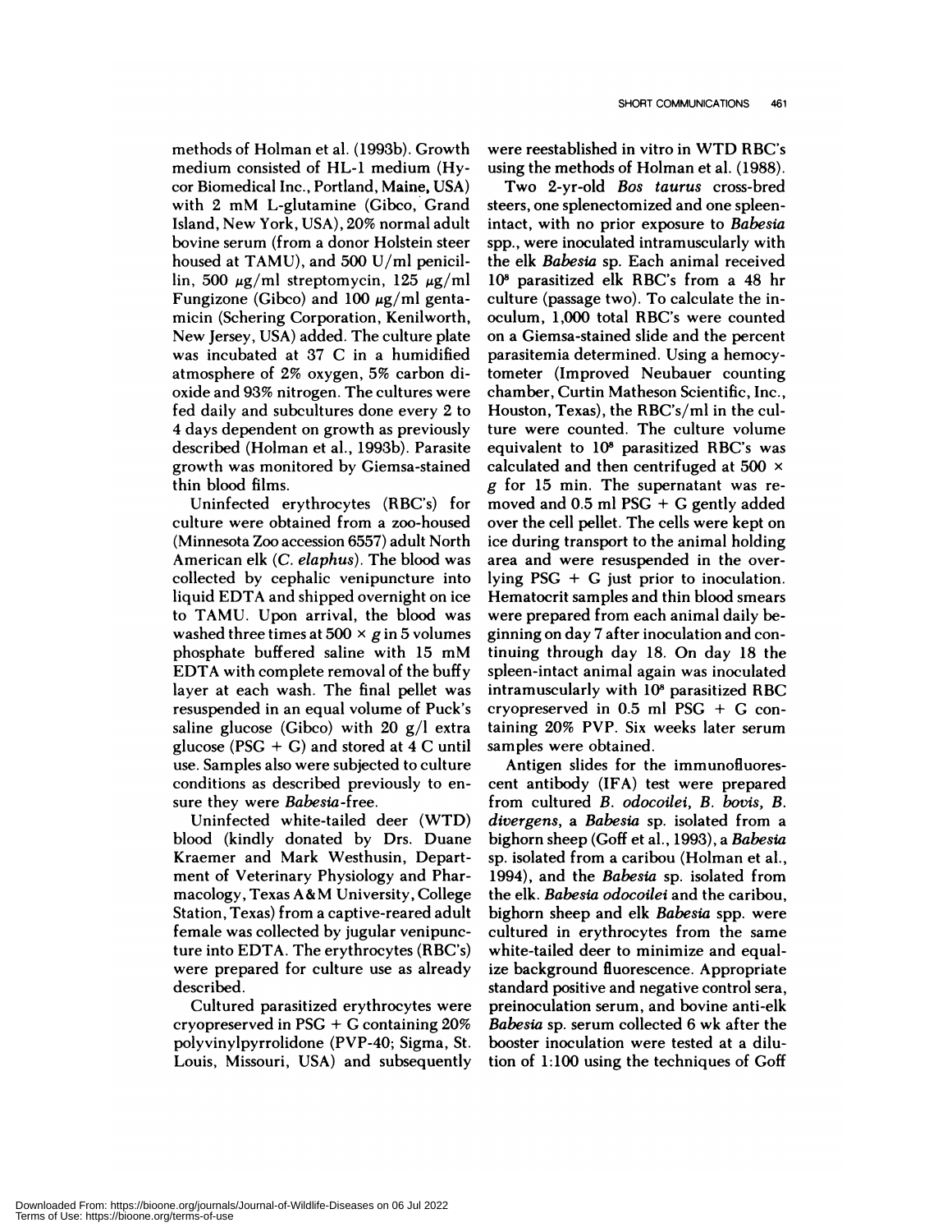methods of Holman et al. (1993b). Growth medium consisted of HL-1 medium (Hycor Biomedical Inc., Portland, Maine, USA) with 2 mM L-glutamine (Gibco, Grand Island, New York, USA), 20% normal adult bovine serum (from a donor Holstein steer housed at TAMU), and 500 U/ml penicillin, 500 $\mu$g/ml streptomycin, 125 $\mu$g/ml Fungizone (Gibco) and 100 $\mu$g/ml gentamicin (Schering Corporation, Kenilworth, New Jersey, USA) added. The culture plate was incubated at 37 C in a humidified atmosphere of 2% oxygen, 5% carbon dioxide and 93% nitrogen. The cultures were fed daily and subcultures done every 2 to 4 days dependent on growth as previously described (Holman et al., 1993b). Parasite growth was monitored by Giemsa-stained thin blood films.

Uninfected erythrocytes (RBC's) for culture were obtained from a zoo-housed (Minnesota Zoo accession 6557) adult North American elk (*C. elaphus*). The blood was collected by cephalic venipuncture into liquid EDTA and shipped overnight on ice to TAMU. Upon arrival, the blood was washed three times at 500 × *g* in 5 volumes phosphate buffered saline with 15 mM EDTA with complete removal of the buffy layer at each wash. The final pellet was resuspended in an equal volume of Puck's saline glucose (Gibco) with 20 g/l extra glucose (PSG + G) and stored at 4 C until use. Samples also were subjected to culture conditions as described previously to ensure they were *Babesia*-free.

Uninfected white-tailed deer (WTD) blood (kindly donated by Drs. Duane Kraemer and Mark Westhusin, Department of Veterinary Physiology and Pharmacology, Texas A&M University, College Station, Texas) from a captive-reared adult female was collected by jugular venipuncture into EDTA. The erythrocytes (RBC's) were prepared for culture use as already described.

Cultured parasitized erythrocytes were cryopreserved in PSG + G containing 20% polyvinylpyrrolidone (PVP-40; Sigma, St. Louis, Missouri, USA) and subsequently were reestablished in vitro in WTD RBC's using the methods of Holman et al. (1988).

Two 2-yr-old *Bos taurus* cross-bred steers, one splenectomized and one spleen-intact, with no prior exposure to *Babesia* spp., were inoculated intramuscularly with the elk *Babesia* sp. Each animal received $10^8$ parasitized elk RBC's from a 48 hr culture (passage two). To calculate the inoculum, 1,000 total RBC's were counted on a Giemsa-stained slide and the percent parasitemia determined. Using a hemocytometer (Improved Neubauer counting chamber, Curtin Matheson Scientific, Inc., Houston, Texas), the RBC's/ml in the culture were counted. The culture volume equivalent to $10^8$ parasitized RBC's was calculated and then centrifuged at 500 × *g* for 15 min. The supernatant was removed and 0.5 ml PSG + G gently added over the cell pellet. The cells were kept on ice during transport to the animal holding area and were resuspended in the overlying PSG + G just prior to inoculation. Hematocrit samples and thin blood smears were prepared from each animal daily beginning on day 7 after inoculation and continuing through day 18. On day 18 the spleen-intact animal again was inoculated intramuscularly with $10^8$ parasitized RBC cryopreserved in 0.5 ml PSG + G containing 20% PVP. Six weeks later serum samples were obtained.

Antigen slides for the immunofluorescent antibody (IFA) test were prepared from cultured *B. odocoilei*, *B. bovis*, *B. divergens*, a *Babesia* sp. isolated from a bighorn sheep (Goff et al., 1993), a *Babesia* sp. isolated from a caribou (Holman et al., 1994), and the *Babesia* sp. isolated from the elk. *Babesia odocoilei* and the caribou, bighorn sheep and elk *Babesia* spp. were cultured in erythrocytes from the same white-tailed deer to minimize and equalize background fluorescence. Appropriate standard positive and negative control sera, preinoculation serum, and bovine anti-elk *Babesia* sp. serum collected 6 wk after the booster inoculation were tested at a dilution of 1:100 using the techniques of Goff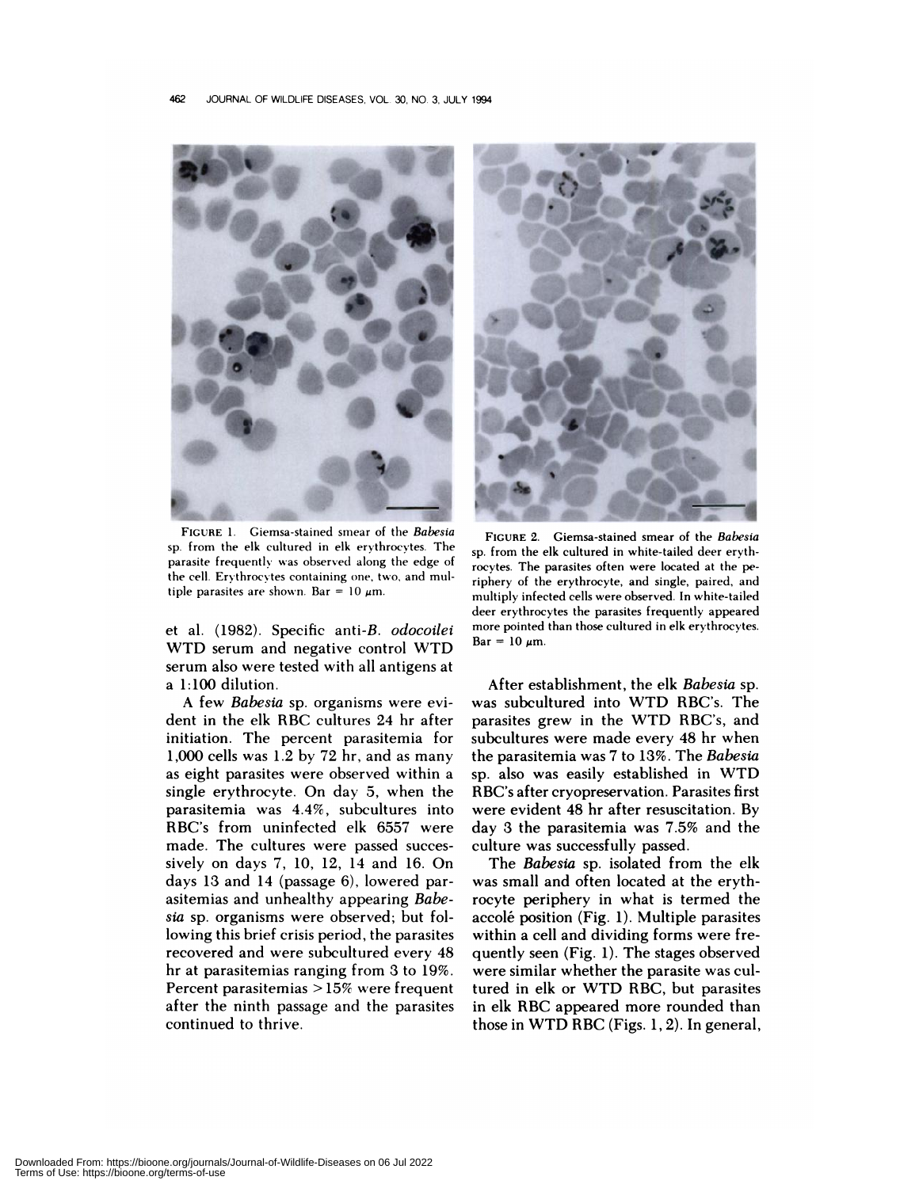FIGURE 1. Giemsa-stained smear of the *Babesia* sp. from the elk cultured in elk erythrocytes. The parasite frequently was observed along the edge of the cell. Erythrocytes containing one, two, and multiple parasites are shown. Bar = 10 μm.

FIGURE 2. Giemsa-stained smear of the *Babesia* sp. from the elk cultured in white-tailed deer erythrocytes. The parasites often were located at the periphery of the erythrocyte, and single, paired, and multiply infected cells were observed. In white-tailed deer erythrocytes the parasites frequently appeared more pointed than those cultured in elk erythrocytes. Bar = 10 μm.

et al. (1982). Specific anti-*B. odocoilei* WTD serum and negative control WTD serum also were tested with all antigens at a 1:100 dilution.

A few *Babesia* sp. organisms were evident in the elk RBC cultures 24 hr after initiation. The percent parasitemia for 1,000 cells was 1.2 by 72 hr, and as many as eight parasites were observed within a single erythrocyte. On day 5, when the parasitemia was 4.4%, subcultures into RBC's from uninfected elk 6557 were made. The cultures were passed successively on days 7, 10, 12, 14 and 16. On days 13 and 14 (passage 6), lowered parasitemias and unhealthy appearing *Babesia* sp. organisms were observed; but following this brief crisis period, the parasites recovered and were subcultured every 48 hr at parasitemias ranging from 3 to 19%. Percent parasitemias >15% were frequent after the ninth passage and the parasites continued to thrive.

After establishment, the elk *Babesia* sp. was subcultured into WTD RBC's. The parasites grew in the WTD RBC's, and subcultures were made every 48 hr when the parasitemia was 7 to 13%. The *Babesia* sp. also was easily established in WTD RBC's after cryopreservation. Parasites first were evident 48 hr after resuscitation. By day 3 the parasitemia was 7.5% and the culture was successfully passed.

The *Babesia* sp. isolated from the elk was small and often located at the erythrocyte periphery in what is termed the accolé position (Fig. 1). Multiple parasites within a cell and dividing forms were frequently seen (Fig. 1). The stages observed were similar whether the parasite was cultured in elk or WTD RBC, but parasites in elk RBC appeared more rounded than those in WTD RBC (Figs. 1, 2). In general,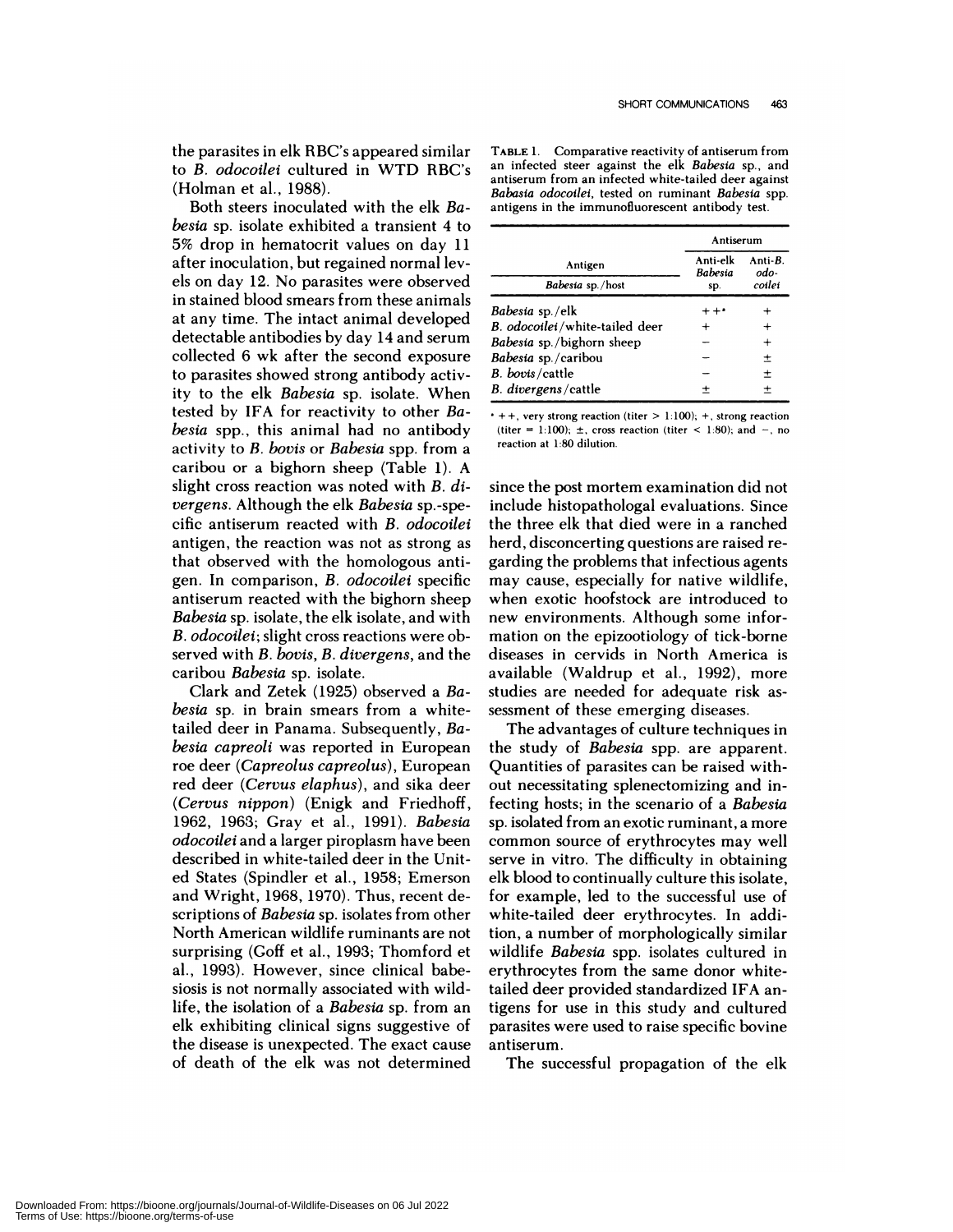the parasites in elk RBC's appeared similar to *B. odocoilei* cultured in WTD RBC's (Holman et al., 1988).

Both steers inoculated with the elk *Babesia* sp. isolate exhibited a transient 4 to 5% drop in hematocrit values on day 11 after inoculation, but regained normal levels on day 12. No parasites were observed in stained blood smears from these animals at any time. The intact animal developed detectable antibodies by day 14 and serum collected 6 wk after the second exposure to parasites showed strong antibody activity to the elk *Babesia* sp. isolate. When tested by IFA for reactivity to other *Babesia* spp., this animal had no antibody activity to *B. bovis* or *Babesia* spp. from a caribou or a bighorn sheep (Table 1). A slight cross reaction was noted with *B. divergens*. Although the elk *Babesia* sp.-specific antiserum reacted with *B. odocoilei* antigen, the reaction was not as strong as that observed with the homologous antigen. In comparison, *B. odocoilei* specific antiserum reacted with the bighorn sheep *Babesia* sp. isolate, the elk isolate, and with *B. odocoilei*; slight cross reactions were observed with *B. bovis*, *B. divergens*, and the caribou *Babesia* sp. isolate.

TABLE 1. Comparative reactivity of antiserum from an infected steer against the elk *Babesia* sp., and antiserum from an infected white-tailed deer against *Babasia odocoilei*, tested on ruminant *Babesia* spp. antigens in the immunofluorescent antibody test.

| Antigen | Antiserum | |
|---|---|---|
| *Babesia* sp./host | Anti-elk *Babesia* sp. | Anti-*B. odocoilei* |
| *Babesia* sp./elk | ++[a] | + |
| *B. odocoilei*/white-tailed deer | + | + |
| *Babesia* sp./bighorn sheep | − | + |
| *Babesia* sp./caribou | − | ± |
| *B. bovis*/cattle | − | ± |
| *B. divergens*/cattle | ± | ± |

[a] ++, very strong reaction (titer > 1:100); +, strong reaction (titer = 1:100); ±, cross reaction (titer < 1:80); and −, no reaction at 1:80 dilution.

Clark and Zetek (1925) observed a *Babesia* sp. in brain smears from a white-tailed deer in Panama. Subsequently, *Babesia capreoli* was reported in European roe deer (*Capreolus capreolus*), European red deer (*Cervus elaphus*), and sika deer (*Cervus nippon*) (Enigk and Friedhoff, 1962, 1963; Gray et al., 1991). *Babesia odocoilei* and a larger piroplasm have been described in white-tailed deer in the United States (Spindler et al., 1958; Emerson and Wright, 1968, 1970). Thus, recent descriptions of *Babesia* sp. isolates from other North American wildlife ruminants are not surprising (Goff et al., 1993; Thomford et al., 1993). However, since clinical babesiosis is not normally associated with wildlife, the isolation of a *Babesia* sp. from an elk exhibiting clinical signs suggestive of the disease is unexpected. The exact cause of death of the elk was not determined since the post mortem examination did not include histopathologal evaluations. Since the three elk that died were in a ranched herd, disconcerting questions are raised regarding the problems that infectious agents may cause, especially for native wildlife, when exotic hoofstock are introduced to new environments. Although some information on the epizootiology of tick-borne diseases in cervids in North America is available (Waldrup et al., 1992), more studies are needed for adequate risk assessment of these emerging diseases.

The advantages of culture techniques in the study of *Babesia* spp. are apparent. Quantities of parasites can be raised without necessitating splenectomizing and infecting hosts; in the scenario of a *Babesia* sp. isolated from an exotic ruminant, a more common source of erythrocytes may well serve in vitro. The difficulty in obtaining elk blood to continually culture this isolate, for example, led to the successful use of white-tailed deer erythrocytes. In addition, a number of morphologically similar wildlife *Babesia* spp. isolates cultured in erythrocytes from the same donor white-tailed deer provided standardized IFA antigens for use in this study and cultured parasites were used to raise specific bovine antiserum.

The successful propagation of the elk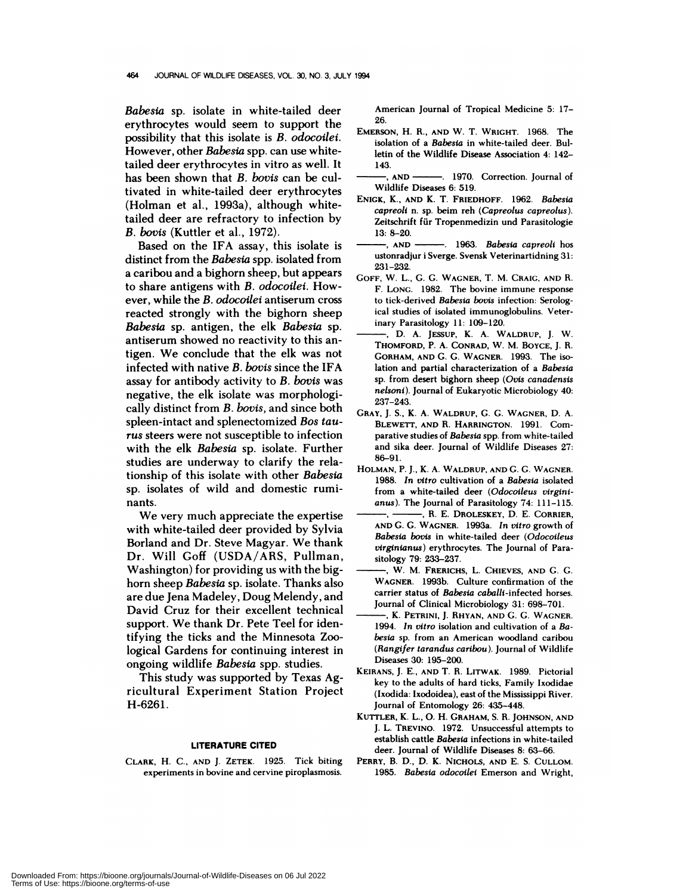*Babesia* sp. isolate in white-tailed deer erythrocytes would seem to support the possibility that this isolate is *B. odocoilei*. However, other *Babesia* spp. can use white-tailed deer erythrocytes in vitro as well. It has been shown that *B. bovis* can be cultivated in white-tailed deer erythrocytes (Holman et al., 1993a), although white-tailed deer are refractory to infection by *B. bovis* (Kuttler et al., 1972).

Based on the IFA assay, this isolate is distinct from the *Babesia* spp. isolated from a caribou and a bighorn sheep, but appears to share antigens with *B. odocoilei*. However, while the *B. odocoilei* antiserum cross reacted strongly with the bighorn sheep *Babesia* sp. antigen, the elk *Babesia* sp. antiserum showed no reactivity to this antigen. We conclude that the elk was not infected with native *B. bovis* since the IFA assay for antibody activity to *B. bovis* was negative, the elk isolate was morphologically distinct from *B. bovis*, and since both spleen-intact and splenectomized *Bos taurus* steers were not susceptible to infection with the elk *Babesia* sp. isolate. Further studies are underway to clarify the relationship of this isolate with other *Babesia* sp. isolates of wild and domestic ruminants.

We very much appreciate the expertise with white-tailed deer provided by Sylvia Borland and Dr. Steve Magyar. We thank Dr. Will Goff (USDA/ARS, Pullman, Washington) for providing us with the bighorn sheep *Babesia* sp. isolate. Thanks also are due Jena Madeley, Doug Melendy, and David Cruz for their excellent technical support. We thank Dr. Pete Teel for identifying the ticks and the Minnesota Zoological Gardens for continuing interest in ongoing wildlife *Babesia* spp. studies.

This study was supported by Texas Agricultural Experiment Station Project H-6261.

## LITERATURE CITED

CLARK, H. C., AND J. ZETEK. 1925. Tick biting experiments in bovine and cervine piroplasmosis. American Journal of Tropical Medicine 5: 17–26.

EMERSON, H. R., AND W. T. WRIGHT. 1968. The isolation of a *Babesia* in white-tailed deer. Bulletin of the Wildlife Disease Association 4: 142–143.

———, AND ———. 1970. Correction. Journal of Wildlife Diseases 6: 519.

ENIGK, K., AND K. T. FRIEDHOFF. 1962. *Babesia capreoli* n. sp. beim reh (*Capreolus capreolus*). Zeitschrift für Tropenmedizin und Parasitologie 13: 8–20.

———, AND ———. 1963. *Babesia capreoli* hos ustonradjur i Sverge. Svensk Veterinartidning 31: 231–232.

GOFF, W. L., G. G. WAGNER, T. M. CRAIG, AND R. F. LONG. 1982. The bovine immune response to tick-derived *Babesia bovis* infection: Serological studies of isolated immunoglobulins. Veterinary Parasitology 11: 109–120.

———, D. A. JESSUP, K. A. WALDRUP, J. W. THOMFORD, P. A. CONRAD, W. M. BOYCE, J. R. GORHAM, AND G. G. WAGNER. 1993. The isolation and partial characterization of a *Babesia* sp. from desert bighorn sheep (*Ovis canadensis nelsoni*). Journal of Eukaryotic Microbiology 40: 237–243.

GRAY, J. S., K. A. WALDRUP, G. G. WAGNER, D. A. BLEWETT, AND R. HARRINGTON. 1991. Comparative studies of *Babesia* spp. from white-tailed and sika deer. Journal of Wildlife Diseases 27: 86–91.

HOLMAN, P. J., K. A. WALDRUP, AND G. G. WAGNER. 1988. *In vitro* cultivation of a *Babesia* isolated from a white-tailed deer (*Odocoileus virginianus*). The Journal of Parasitology 74: 111–115.

———, ———, R. E. DROLESKEY, D. E. CORRIER, AND G. G. WAGNER. 1993a. *In vitro* growth of *Babesia bovis* in white-tailed deer (*Odocoileus virginianus*) erythrocytes. The Journal of Parasitology 79: 233–237.

———, W. M. FRERICHS, L. CHIEVES, AND G. G. WAGNER. 1993b. Culture confirmation of the carrier status of *Babesia caballi*-infected horses. Journal of Clinical Microbiology 31: 698–701.

———, K. PETRINI, J. RHYAN, AND G. G. WAGNER. 1994. *In vitro* isolation and cultivation of a *Babesia* sp. from an American woodland caribou (*Rangifer tarandus caribou*). Journal of Wildlife Diseases 30: 195–200.

KEIRANS, J. E., AND T. R. LITWAK. 1989. Pictorial key to the adults of hard ticks, Family Ixodidae (Ixodida: Ixodoidea), east of the Mississippi River. Journal of Entomology 26: 435–448.

KUTTLER, K. L., O. H. GRAHAM, S. R. JOHNSON, AND J. L. TREVINO. 1972. Unsuccessful attempts to establish cattle *Babesia* infections in white-tailed deer. Journal of Wildlife Diseases 8: 63–66.

PERRY, B. D., D. K. NICHOLS, AND E. S. CULLOM. 1985. *Babesia odocoilei* Emerson and Wright,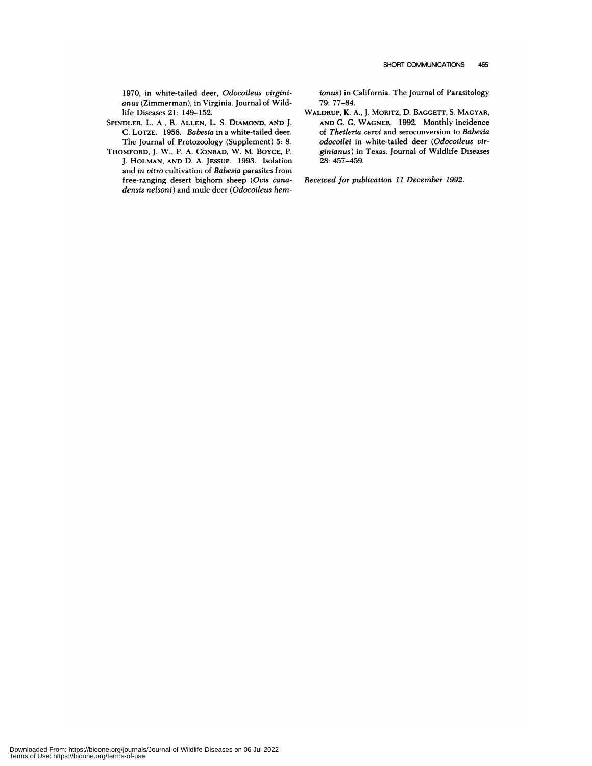1970, in white-tailed deer, *Odocoileus virginianus* (Zimmerman), in Virginia. Journal of Wildlife Diseases 21: 149–152.

SPINDLER, L. A., R. ALLEN, L. S. DIAMOND, AND J. C. LOTZE. 1958. *Babesia* in a white-tailed deer. The Journal of Protozoology (Supplement) 5: 8.

THOMFORD, J. W., P. A. CONRAD, W. M. BOYCE, P. J. HOLMAN, AND D. A. JESSUP. 1993. Isolation and *in vitro* cultivation of *Babesia* parasites from free-ranging desert bighorn sheep (*Ovis canadensis nelsoni*) and mule deer (*Odocoileus hemionus*) in California. The Journal of Parasitology 79: 77–84.

WALDRUP, K. A., J. MORITZ, D. BAGGETT, S. MAGYAR, AND G. G. WAGNER. 1992. Monthly incidence of *Theileria cervi* and seroconversion to *Babesia odocoilei* in white-tailed deer (*Odocoileus virginianus*) in Texas. Journal of Wildlife Diseases 28: 457–459.

*Received for publication 11 December 1992.*